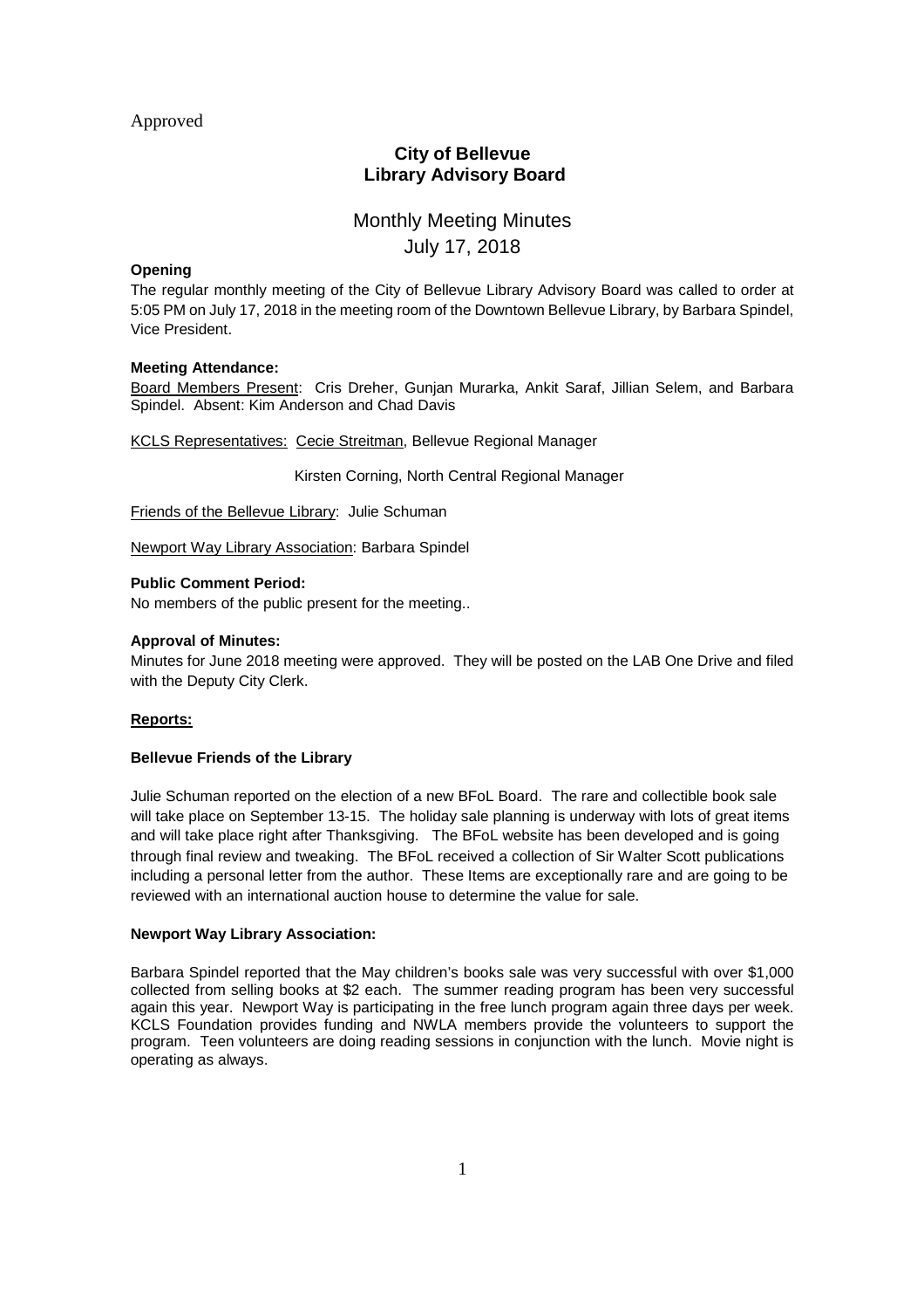Approved

# City of Bellevue
# Library Advisory Board

## Monthly Meeting Minutes
## July 17, 2018

**Opening**

The regular monthly meeting of the City of Bellevue Library Advisory Board was called to order at 5:05 PM on July 17, 2018 in the meeting room of the Downtown Bellevue Library, by Barbara Spindel, Vice President.

**Meeting Attendance:**

Board Members Present: Cris Dreher, Gunjan Murarka, Ankit Saraf, Jillian Selem, and Barbara Spindel. Absent: Kim Anderson and Chad Davis

KCLS Representatives: Cecie Streitman, Bellevue Regional Manager

Kirsten Corning, North Central Regional Manager

Friends of the Bellevue Library: Julie Schuman

Newport Way Library Association: Barbara Spindel

**Public Comment Period:**

No members of the public present for the meeting..

**Approval of Minutes:**

Minutes for June 2018 meeting were approved. They will be posted on the LAB One Drive and filed with the Deputy City Clerk.

**Reports:**

**Bellevue Friends of the Library**

Julie Schuman reported on the election of a new BFoL Board. The rare and collectible book sale will take place on September 13-15. The holiday sale planning is underway with lots of great items and will take place right after Thanksgiving. The BFoL website has been developed and is going through final review and tweaking. The BFoL received a collection of Sir Walter Scott publications including a personal letter from the author. These Items are exceptionally rare and are going to be reviewed with an international auction house to determine the value for sale.

**Newport Way Library Association:**

Barbara Spindel reported that the May children's books sale was very successful with over $1,000 collected from selling books at $2 each. The summer reading program has been very successful again this year. Newport Way is participating in the free lunch program again three days per week. KCLS Foundation provides funding and NWLA members provide the volunteers to support the program. Teen volunteers are doing reading sessions in conjunction with the lunch. Movie night is operating as always.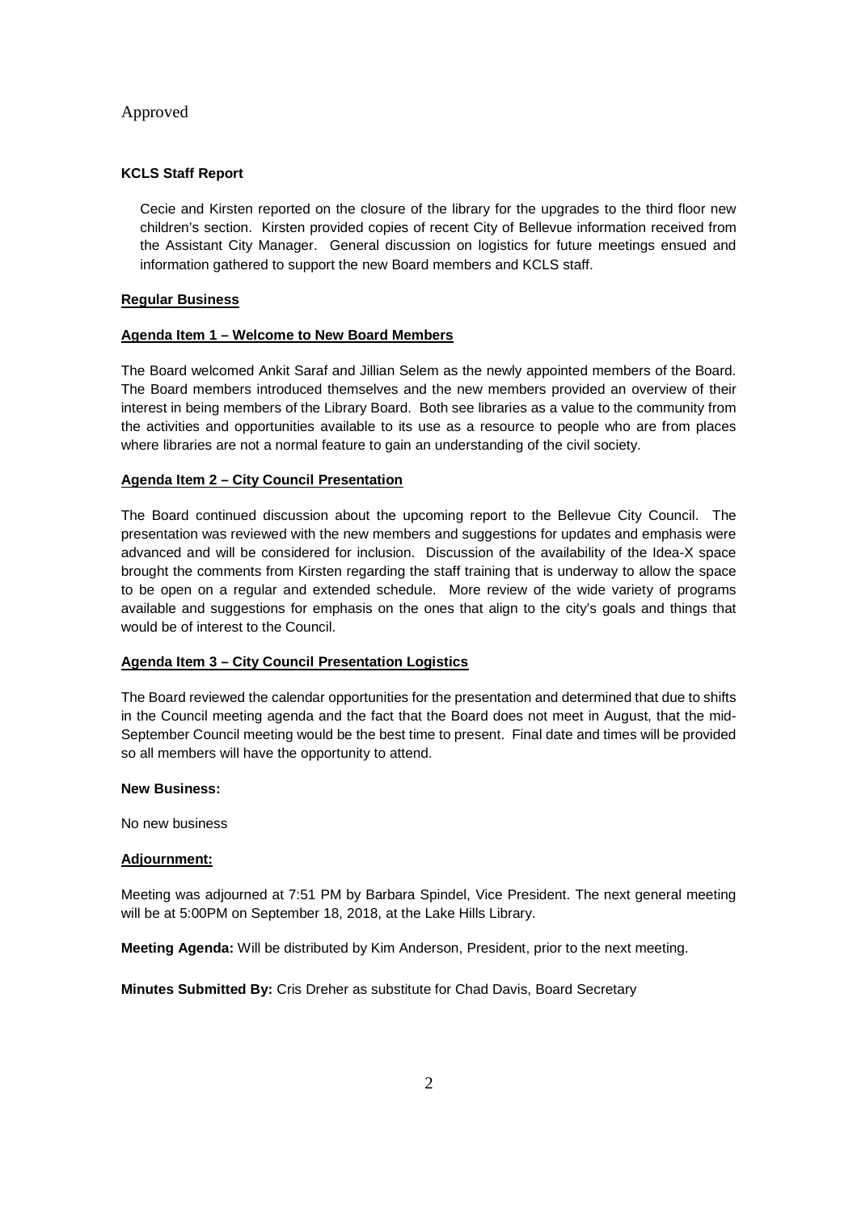Approved

**KCLS Staff Report**

Cecie and Kirsten reported on the closure of the library for the upgrades to the third floor new children's section. Kirsten provided copies of recent City of Bellevue information received from the Assistant City Manager. General discussion on logistics for future meetings ensued and information gathered to support the new Board members and KCLS staff.

**Regular Business**

**Agenda Item 1 – Welcome to New Board Members**

The Board welcomed Ankit Saraf and Jillian Selem as the newly appointed members of the Board. The Board members introduced themselves and the new members provided an overview of their interest in being members of the Library Board. Both see libraries as a value to the community from the activities and opportunities available to its use as a resource to people who are from places where libraries are not a normal feature to gain an understanding of the civil society.

**Agenda Item 2 – City Council Presentation**

The Board continued discussion about the upcoming report to the Bellevue City Council. The presentation was reviewed with the new members and suggestions for updates and emphasis were advanced and will be considered for inclusion. Discussion of the availability of the Idea-X space brought the comments from Kirsten regarding the staff training that is underway to allow the space to be open on a regular and extended schedule. More review of the wide variety of programs available and suggestions for emphasis on the ones that align to the city's goals and things that would be of interest to the Council.

**Agenda Item 3 – City Council Presentation Logistics**

The Board reviewed the calendar opportunities for the presentation and determined that due to shifts in the Council meeting agenda and the fact that the Board does not meet in August, that the mid-September Council meeting would be the best time to present. Final date and times will be provided so all members will have the opportunity to attend.

**New Business:**

No new business

**Adjournment:**

Meeting was adjourned at 7:51 PM by Barbara Spindel, Vice President. The next general meeting will be at 5:00PM on September 18, 2018, at the Lake Hills Library.

**Meeting Agenda:** Will be distributed by Kim Anderson, President, prior to the next meeting.

**Minutes Submitted By:** Cris Dreher as substitute for Chad Davis, Board Secretary